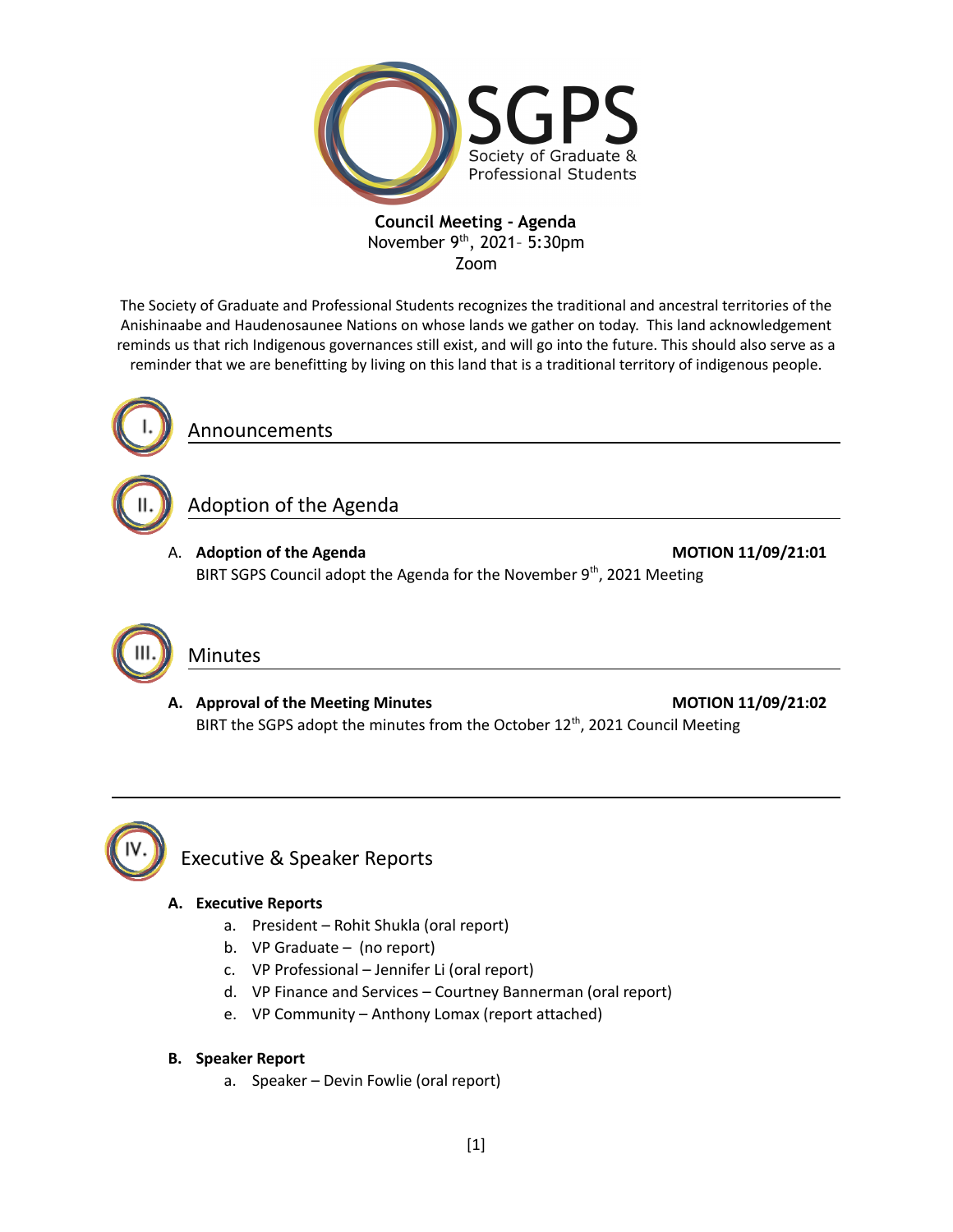# SGPS
Society of Graduate & Professional Students

**Council Meeting - Agenda**
November 9th, 2021– 5:30pm
Zoom

The Society of Graduate and Professional Students recognizes the traditional and ancestral territories of the Anishinaabe and Haudenosaunee Nations on whose lands we gather on today. This land acknowledgement reminds us that rich Indigenous governances still exist, and will go into the future. This should also serve as a reminder that we are benefitting by living on this land that is a traditional territory of indigenous people.

## I. Announcements

## II. Adoption of the Agenda

A. **Adoption of the Agenda** **MOTION 11/09/21:01**
BIRT SGPS Council adopt the Agenda for the November 9th, 2021 Meeting

## III. Minutes

**A. Approval of the Meeting Minutes** **MOTION 11/09/21:02**
BIRT the SGPS adopt the minutes from the October 12th, 2021 Council Meeting

---

## IV. Executive & Speaker Reports

**A. Executive Reports**

a. President – Rohit Shukla (oral report)
b. VP Graduate – (no report)
c. VP Professional – Jennifer Li (oral report)
d. VP Finance and Services – Courtney Bannerman (oral report)
e. VP Community – Anthony Lomax (report attached)

**B. Speaker Report**

a. Speaker – Devin Fowlie (oral report)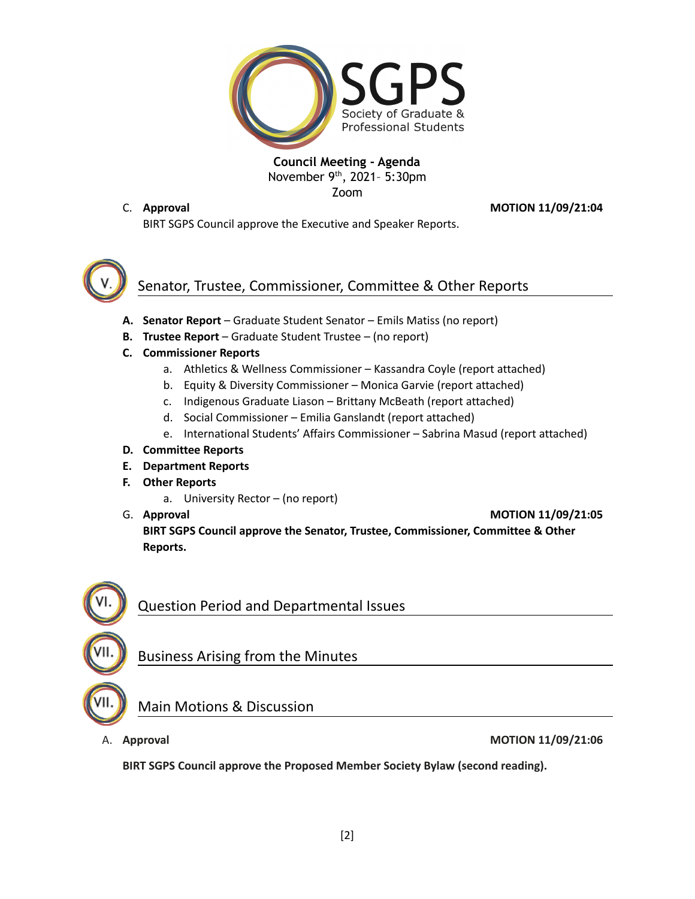**Council Meeting - Agenda**
November 9th, 2021– 5:30pm
Zoom

C. **Approval** **MOTION 11/09/21:04**

BIRT SGPS Council approve the Executive and Speaker Reports.

## V. Senator, Trustee, Commissioner, Committee & Other Reports

**A. Senator Report** – Graduate Student Senator – Emils Matiss (no report)

**B. Trustee Report** – Graduate Student Trustee – (no report)

**C. Commissioner Reports**

a. Athletics & Wellness Commissioner – Kassandra Coyle (report attached)
b. Equity & Diversity Commissioner – Monica Garvie (report attached)
c. Indigenous Graduate Liason – Brittany McBeath (report attached)
d. Social Commissioner – Emilia Ganslandt (report attached)
e. International Students' Affairs Commissioner – Sabrina Masud (report attached)

**D. Committee Reports**

**E. Department Reports**

**F. Other Reports**

a. University Rector – (no report)

G. **Approval** **MOTION 11/09/21:05**

**BIRT SGPS Council approve the Senator, Trustee, Commissioner, Committee & Other Reports.**

## VI. Question Period and Departmental Issues

## VII. Business Arising from the Minutes

## VII. Main Motions & Discussion

A. **Approval** **MOTION 11/09/21:06**

**BIRT SGPS Council approve the Proposed Member Society Bylaw (second reading).**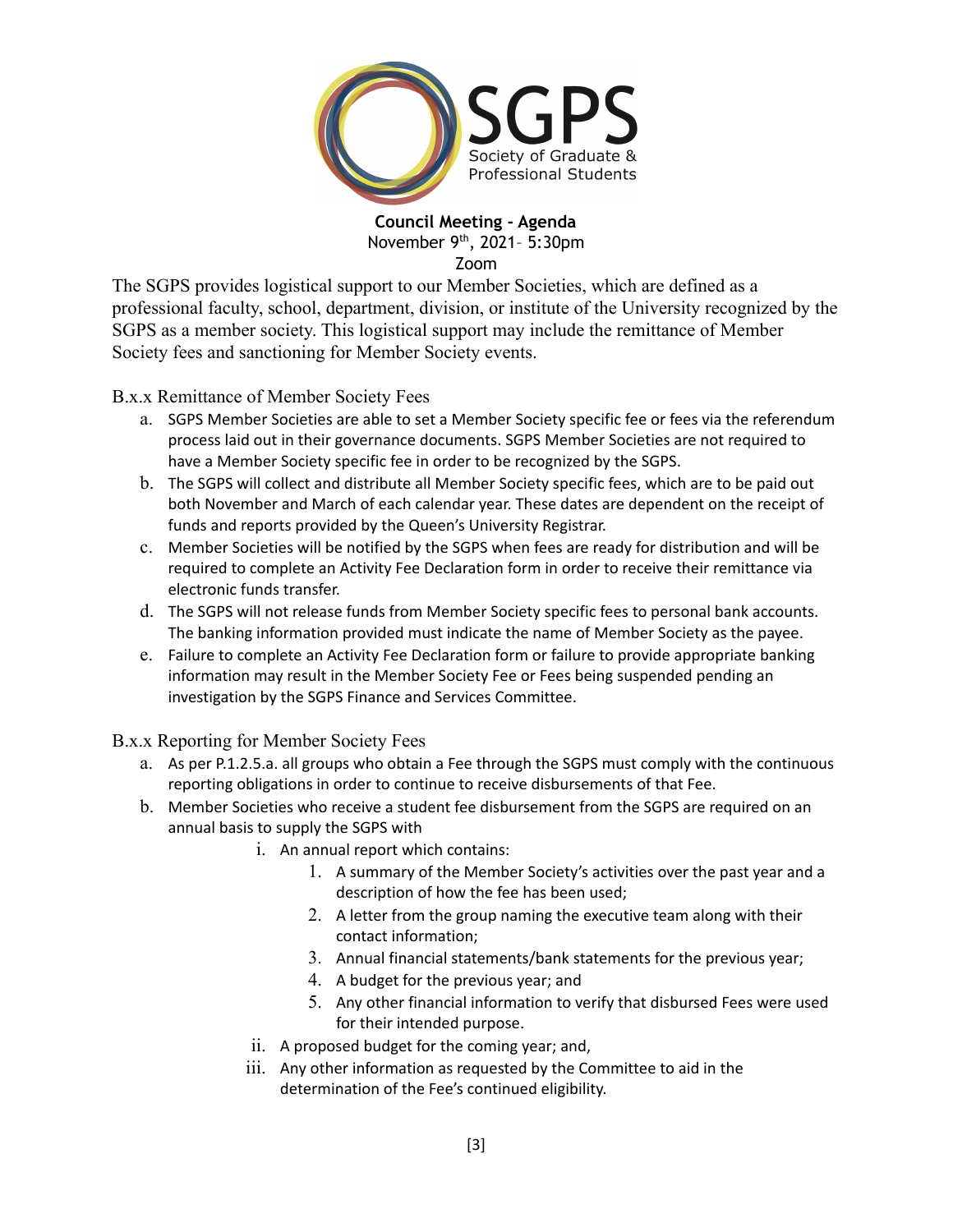**Council Meeting - Agenda**
November 9th, 2021– 5:30pm
Zoom

The SGPS provides logistical support to our Member Societies, which are defined as a professional faculty, school, department, division, or institute of the University recognized by the SGPS as a member society. This logistical support may include the remittance of Member Society fees and sanctioning for Member Society events.

B.x.x Remittance of Member Society Fees

a. SGPS Member Societies are able to set a Member Society specific fee or fees via the referendum process laid out in their governance documents. SGPS Member Societies are not required to have a Member Society specific fee in order to be recognized by the SGPS.
b. The SGPS will collect and distribute all Member Society specific fees, which are to be paid out both November and March of each calendar year. These dates are dependent on the receipt of funds and reports provided by the Queen's University Registrar.
c. Member Societies will be notified by the SGPS when fees are ready for distribution and will be required to complete an Activity Fee Declaration form in order to receive their remittance via electronic funds transfer.
d. The SGPS will not release funds from Member Society specific fees to personal bank accounts. The banking information provided must indicate the name of Member Society as the payee.
e. Failure to complete an Activity Fee Declaration form or failure to provide appropriate banking information may result in the Member Society Fee or Fees being suspended pending an investigation by the SGPS Finance and Services Committee.

B.x.x Reporting for Member Society Fees

a. As per P.1.2.5.a. all groups who obtain a Fee through the SGPS must comply with the continuous reporting obligations in order to continue to receive disbursements of that Fee.
b. Member Societies who receive a student fee disbursement from the SGPS are required on an annual basis to supply the SGPS with
   i. An annual report which contains:
      1. A summary of the Member Society's activities over the past year and a description of how the fee has been used;
      2. A letter from the group naming the executive team along with their contact information;
      3. Annual financial statements/bank statements for the previous year;
      4. A budget for the previous year; and
      5. Any other financial information to verify that disbursed Fees were used for their intended purpose.
   ii. A proposed budget for the coming year; and,
   iii. Any other information as requested by the Committee to aid in the determination of the Fee's continued eligibility.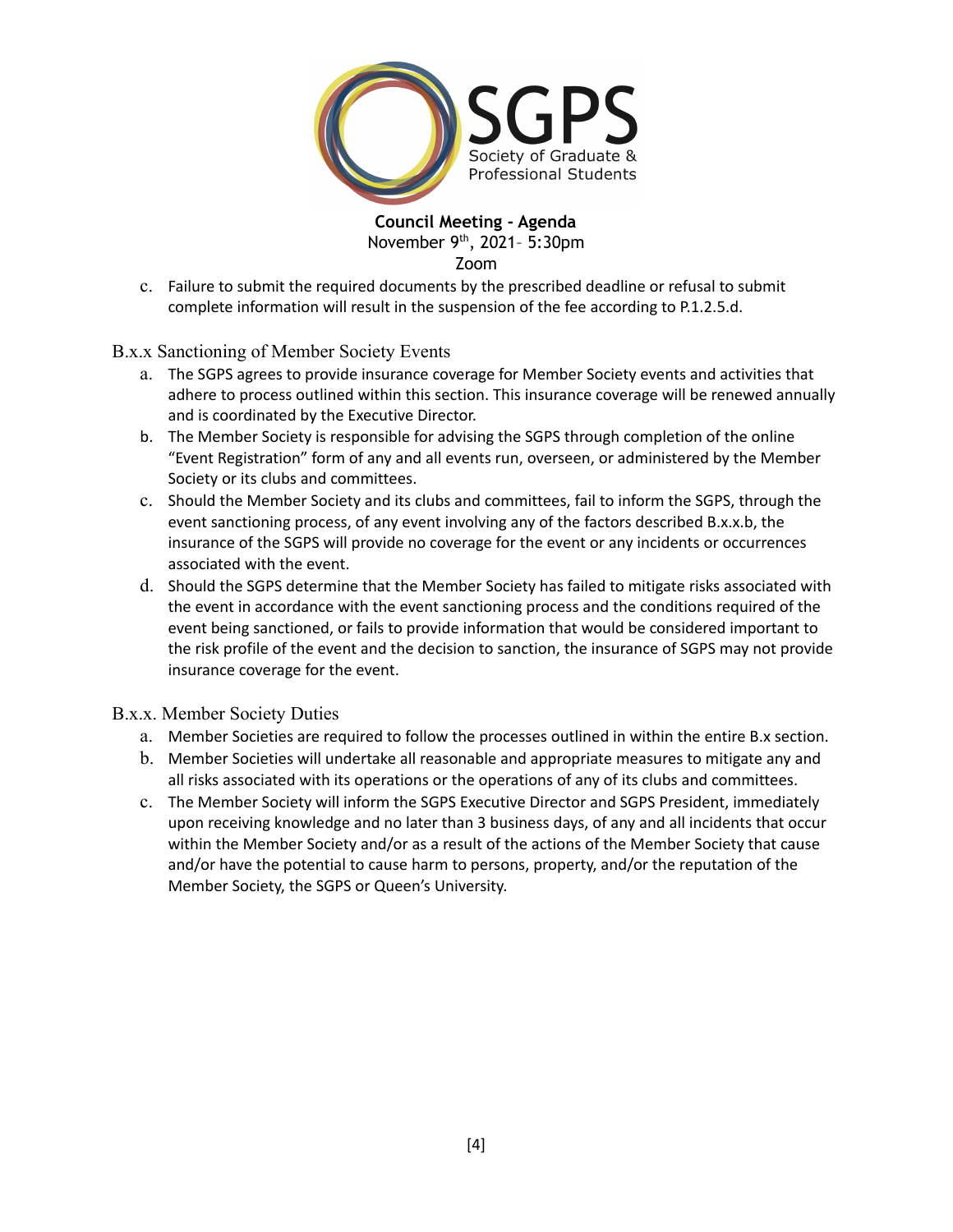c. Failure to submit the required documents by the prescribed deadline or refusal to submit complete information will result in the suspension of the fee according to P.1.2.5.d.

### B.x.x Sanctioning of Member Society Events

a. The SGPS agrees to provide insurance coverage for Member Society events and activities that adhere to process outlined within this section. This insurance coverage will be renewed annually and is coordinated by the Executive Director.

b. The Member Society is responsible for advising the SGPS through completion of the online "Event Registration" form of any and all events run, overseen, or administered by the Member Society or its clubs and committees.

c. Should the Member Society and its clubs and committees, fail to inform the SGPS, through the event sanctioning process, of any event involving any of the factors described B.x.x.b, the insurance of the SGPS will provide no coverage for the event or any incidents or occurrences associated with the event.

d. Should the SGPS determine that the Member Society has failed to mitigate risks associated with the event in accordance with the event sanctioning process and the conditions required of the event being sanctioned, or fails to provide information that would be considered important to the risk profile of the event and the decision to sanction, the insurance of SGPS may not provide insurance coverage for the event.

### B.x.x. Member Society Duties

a. Member Societies are required to follow the processes outlined in within the entire B.x section.

b. Member Societies will undertake all reasonable and appropriate measures to mitigate any and all risks associated with its operations or the operations of any of its clubs and committees.

c. The Member Society will inform the SGPS Executive Director and SGPS President, immediately upon receiving knowledge and no later than 3 business days, of any and all incidents that occur within the Member Society and/or as a result of the actions of the Member Society that cause and/or have the potential to cause harm to persons, property, and/or the reputation of the Member Society, the SGPS or Queen's University.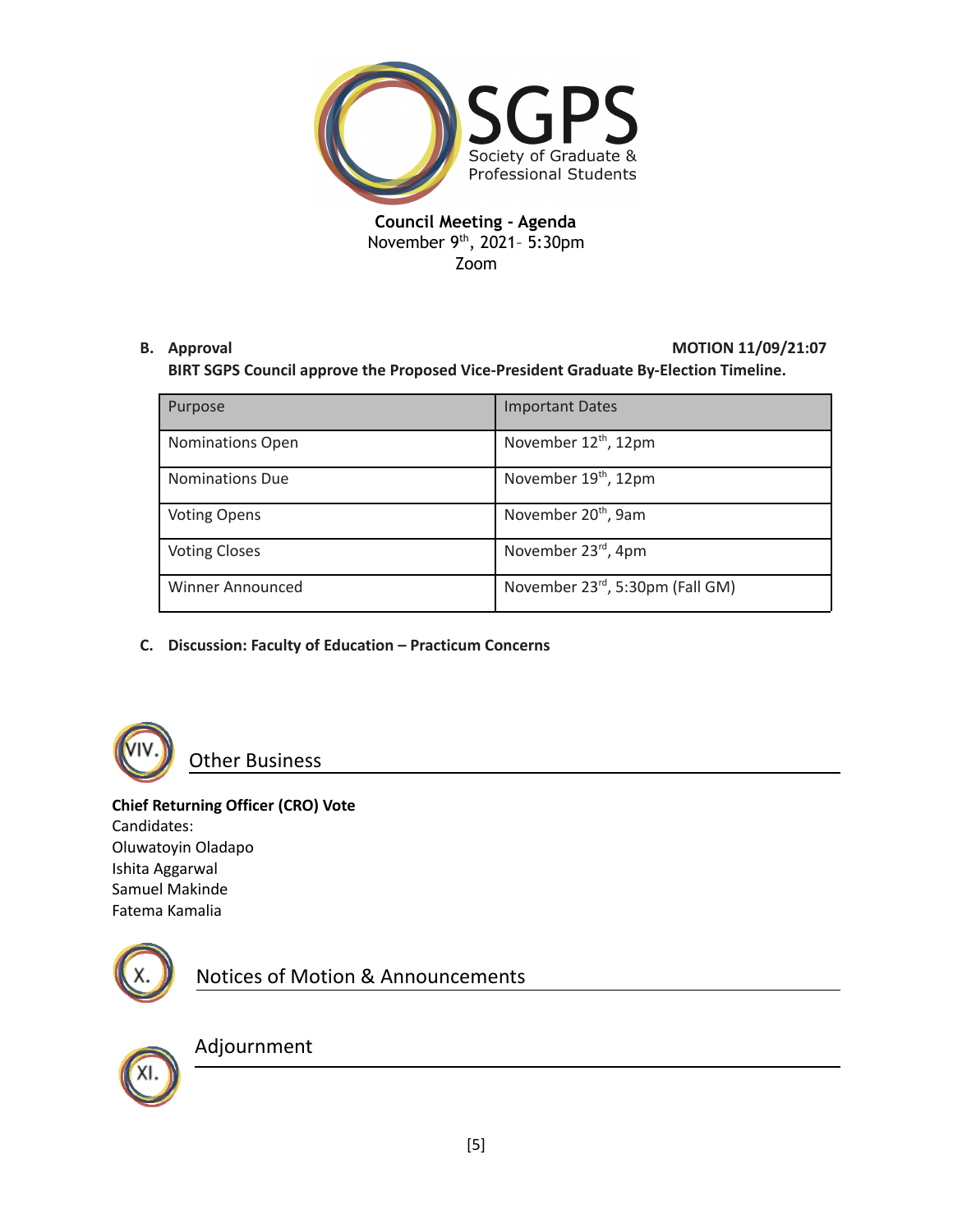**Council Meeting - Agenda**
November 9th, 2021– 5:30pm
Zoom

**B. Approval** **MOTION 11/09/21:07**

**BIRT SGPS Council approve the Proposed Vice-President Graduate By-Election Timeline.**

| Purpose | Important Dates |
|---|---|
| Nominations Open | November 12th, 12pm |
| Nominations Due | November 19th, 12pm |
| Voting Opens | November 20th, 9am |
| Voting Closes | November 23rd, 4pm |
| Winner Announced | November 23rd, 5:30pm (Fall GM) |

**C. Discussion: Faculty of Education – Practicum Concerns**

## VIV. Other Business

**Chief Returning Officer (CRO) Vote**

Candidates:
Oluwatoyin Oladapo
Ishita Aggarwal
Samuel Makinde
Fatema Kamalia

## X. Notices of Motion & Announcements

## XI. Adjournment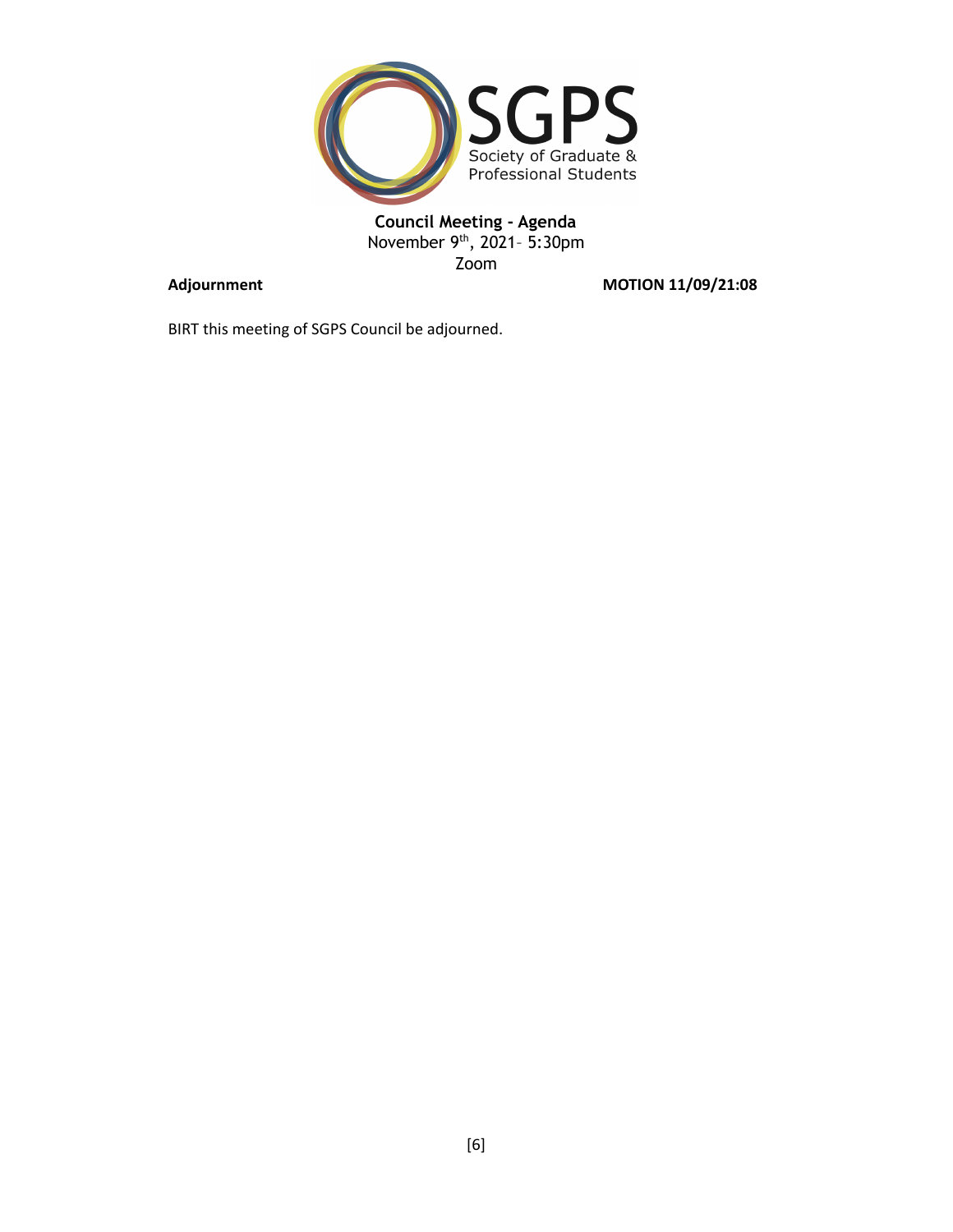**Council Meeting - Agenda**
November 9th, 2021– 5:30pm
Zoom

**Adjournment** **MOTION 11/09/21:08**

BIRT this meeting of SGPS Council be adjourned.